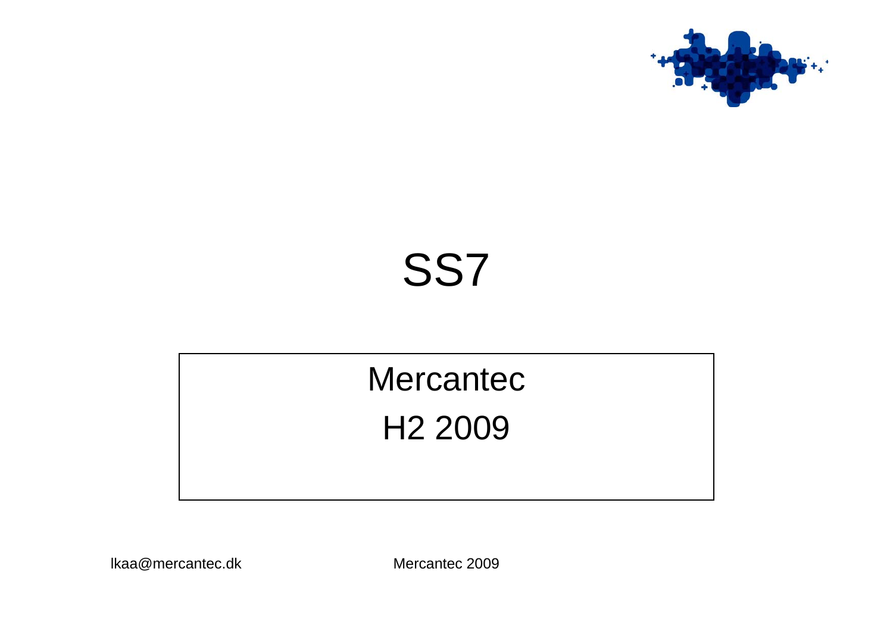# SS7

Mercantec

H2 2009

lkaa@mercantec.dk

Mercantec 2009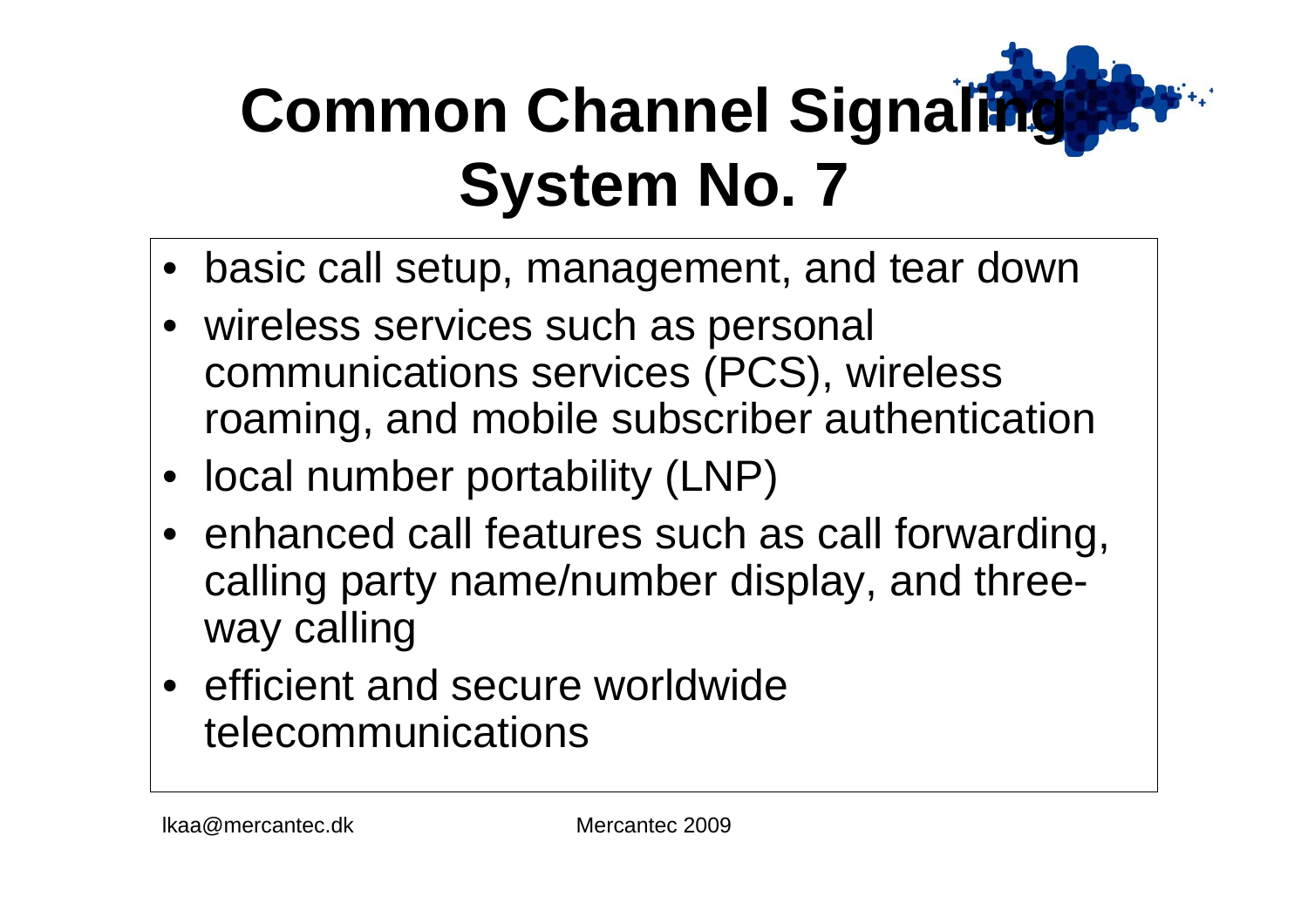# Common Channel Signaling System No. 7

- basic call setup, management, and tear down
- wireless services such as personal communications services (PCS), wireless roaming, and mobile subscriber authentication
- local number portability (LNP)
- enhanced call features such as call forwarding, calling party name/number display, and three-way calling
- efficient and secure worldwide telecommunications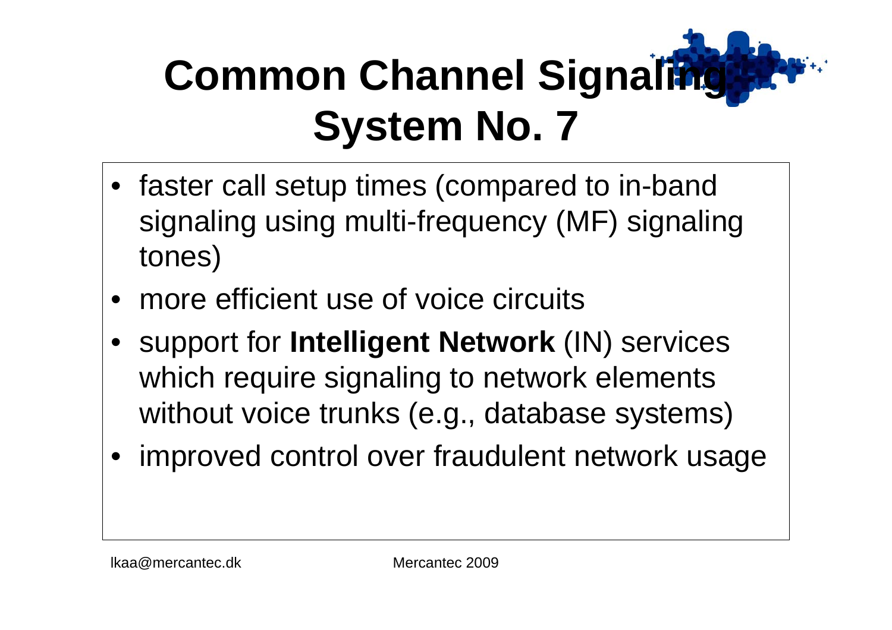# Common Channel Signaling System No. 7

- faster call setup times (compared to in-band signaling using multi-frequency (MF) signaling tones)
- more efficient use of voice circuits
- support for **Intelligent Network** (IN) services which require signaling to network elements without voice trunks (e.g., database systems)
- improved control over fraudulent network usage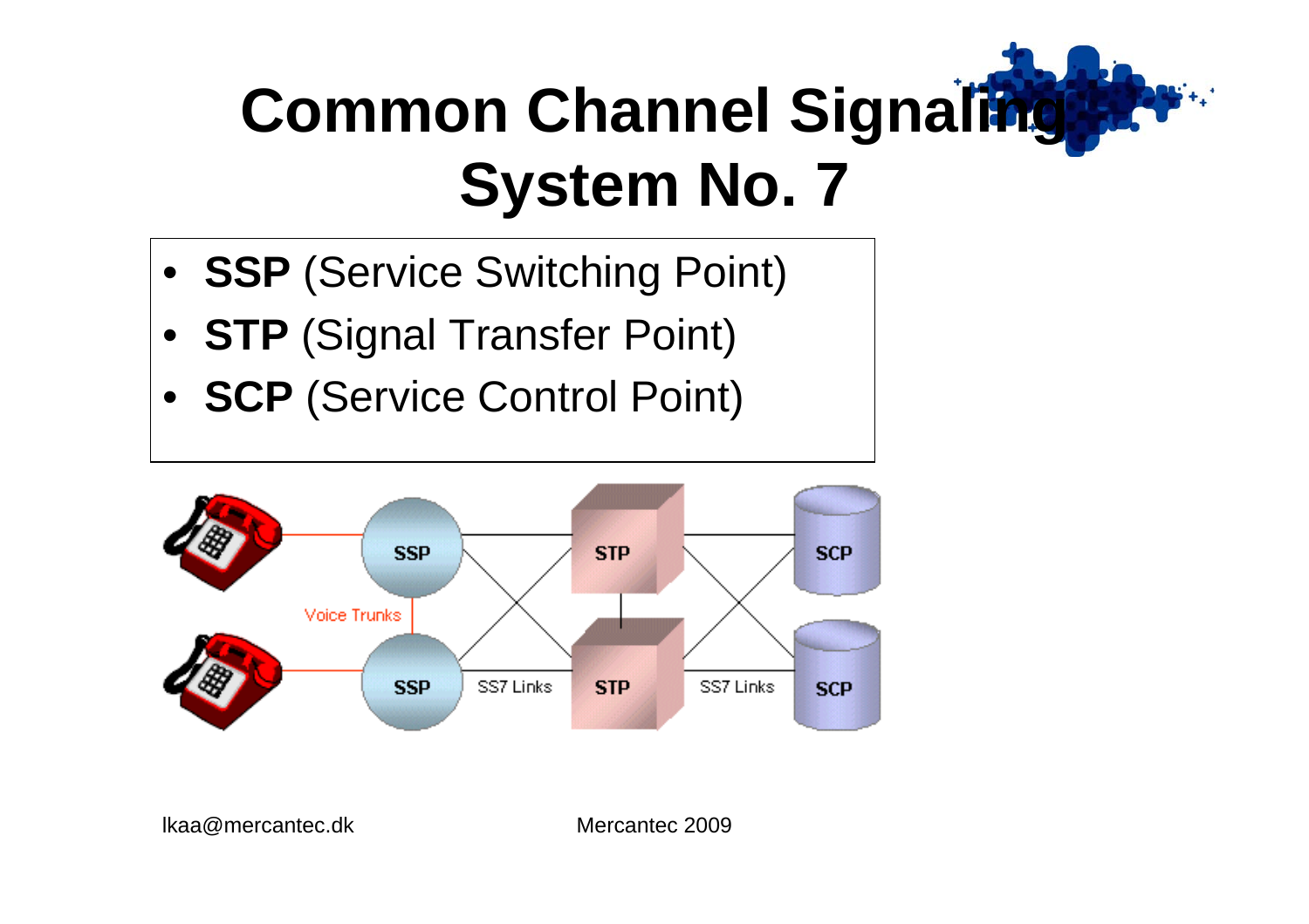# Common Channel Signaling System No. 7

- **SSP** (Service Switching Point)
- **STP** (Signal Transfer Point)
- **SCP** (Service Control Point)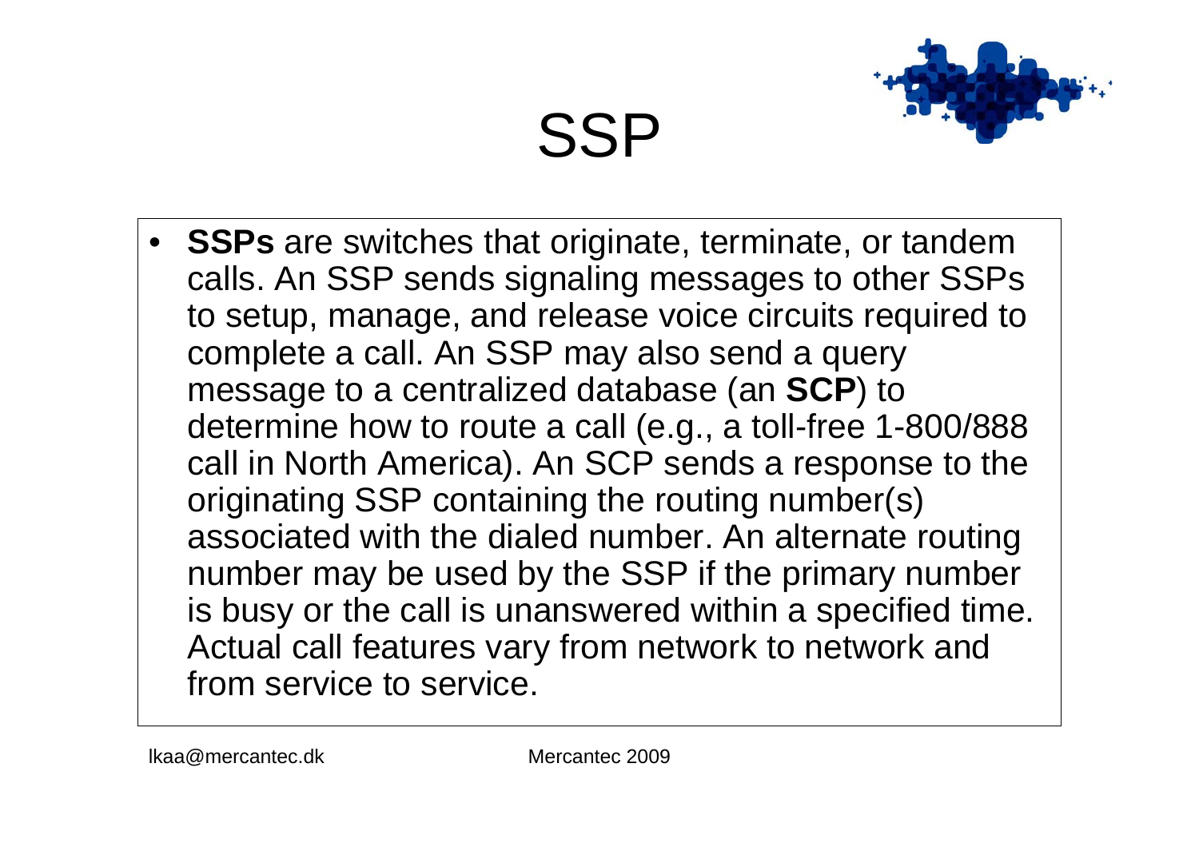# SSP

- **SSPs** are switches that originate, terminate, or tandem calls. An SSP sends signaling messages to other SSPs to setup, manage, and release voice circuits required to complete a call. An SSP may also send a query message to a centralized database (an **SCP**) to determine how to route a call (e.g., a toll-free 1-800/888 call in North America). An SCP sends a response to the originating SSP containing the routing number(s) associated with the dialed number. An alternate routing number may be used by the SSP if the primary number is busy or the call is unanswered within a specified time. Actual call features vary from network to network and from service to service.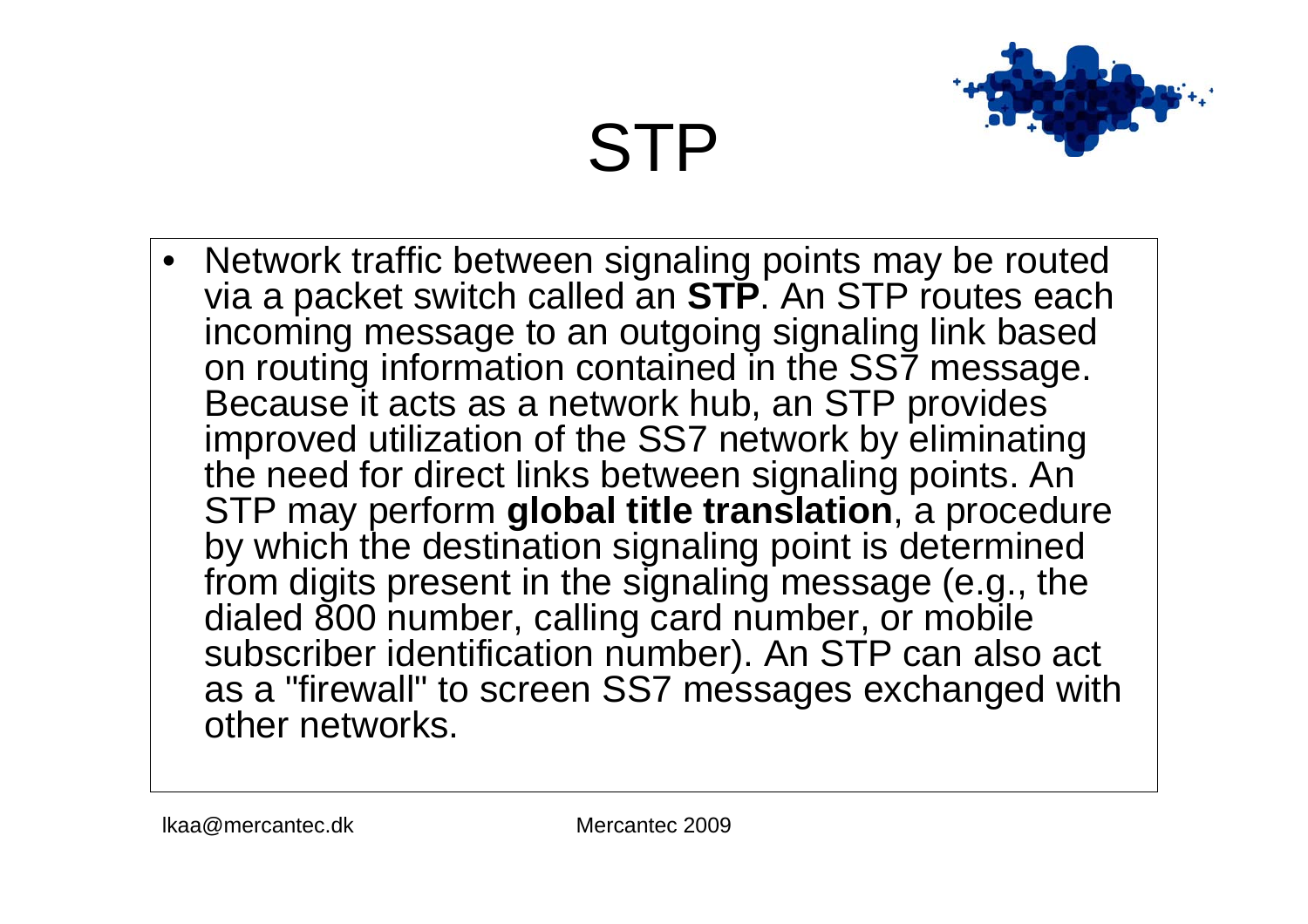# STP

- Network traffic between signaling points may be routed via a packet switch called an **STP**. An STP routes each incoming message to an outgoing signaling link based on routing information contained in the SS7 message. Because it acts as a network hub, an STP provides improved utilization of the SS7 network by eliminating the need for direct links between signaling points. An STP may perform **global title translation**, a procedure by which the destination signaling point is determined from digits present in the signaling message (e.g., the dialed 800 number, calling card number, or mobile subscriber identification number). An STP can also act as a "firewall" to screen SS7 messages exchanged with other networks.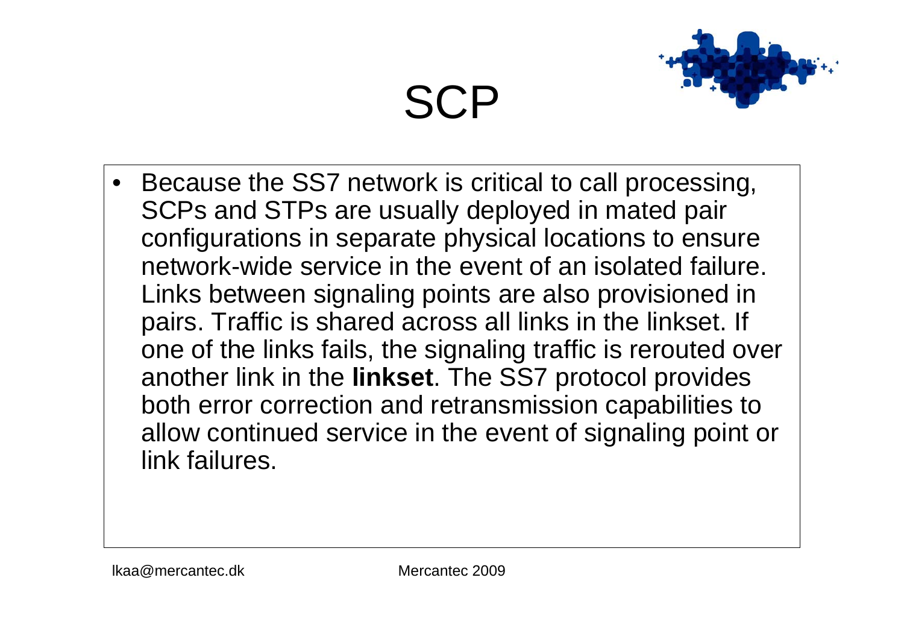# SCP

- Because the SS7 network is critical to call processing, SCPs and STPs are usually deployed in mated pair configurations in separate physical locations to ensure network-wide service in the event of an isolated failure. Links between signaling points are also provisioned in pairs. Traffic is shared across all links in the linkset. If one of the links fails, the signaling traffic is rerouted over another link in the **linkset**. The SS7 protocol provides both error correction and retransmission capabilities to allow continued service in the event of signaling point or link failures.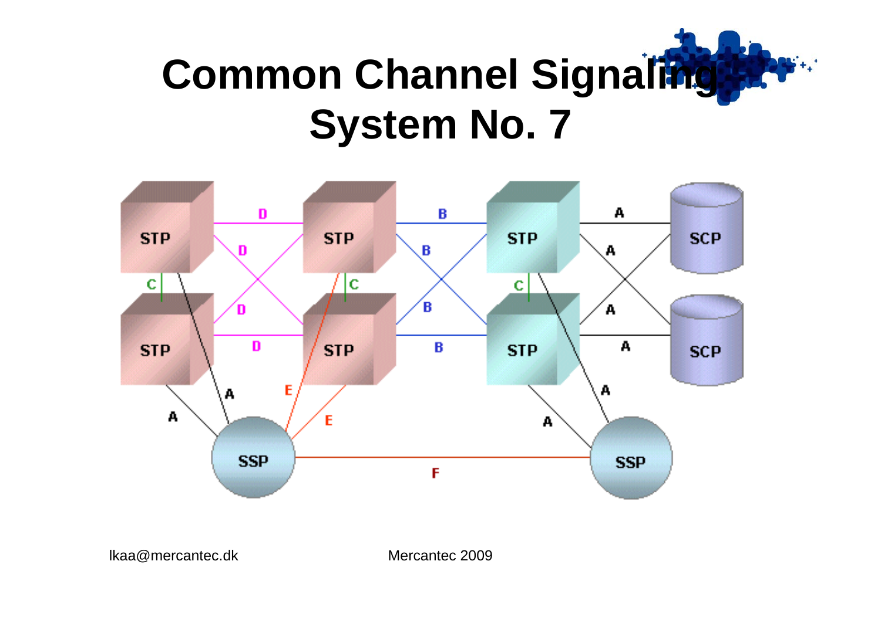# Common Channel Signaling System No. 7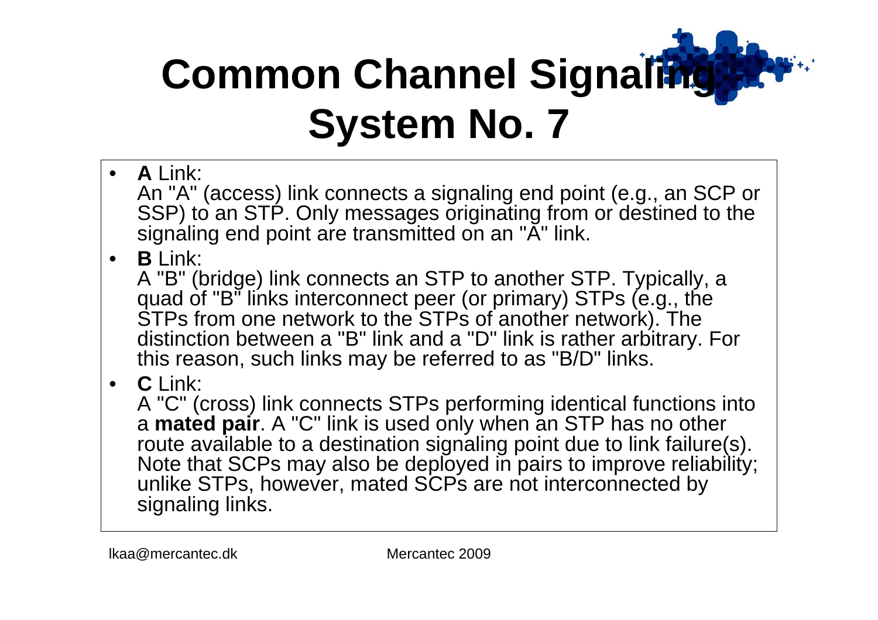# Common Channel Signaling System No. 7

- **A** Link:
  An "A" (access) link connects a signaling end point (e.g., an SCP or SSP) to an STP. Only messages originating from or destined to the signaling end point are transmitted on an "A" link.
- **B** Link:
  A "B" (bridge) link connects an STP to another STP. Typically, a quad of "B" links interconnect peer (or primary) STPs (e.g., the STPs from one network to the STPs of another network). The distinction between a "B" link and a "D" link is rather arbitrary. For this reason, such links may be referred to as "B/D" links.
- **C** Link:
  A "C" (cross) link connects STPs performing identical functions into a **mated pair**. A "C" link is used only when an STP has no other route available to a destination signaling point due to link failure(s). Note that SCPs may also be deployed in pairs to improve reliability; unlike STPs, however, mated SCPs are not interconnected by signaling links.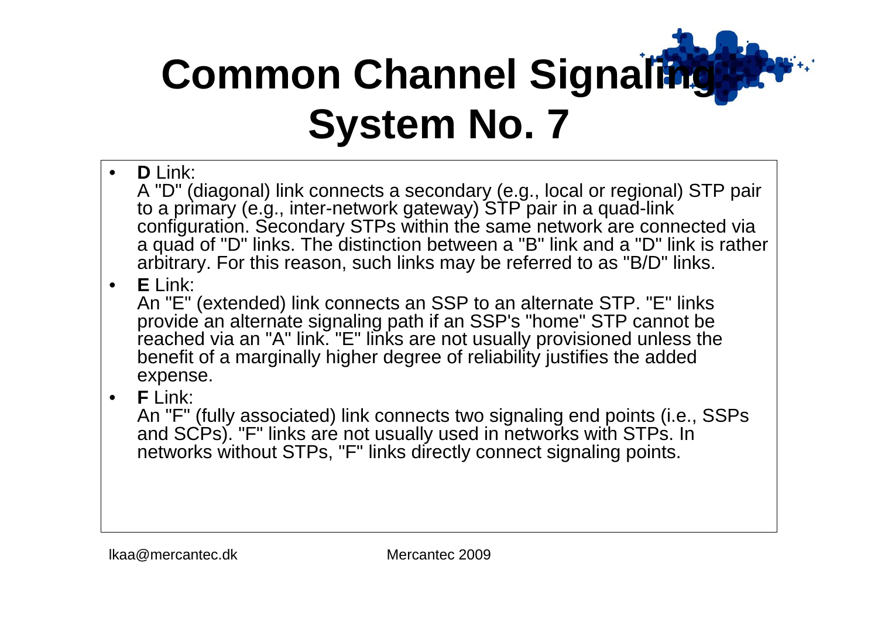# Common Channel Signaling System No. 7

- **D** Link:
  A "D" (diagonal) link connects a secondary (e.g., local or regional) STP pair to a primary (e.g., inter-network gateway) STP pair in a quad-link configuration. Secondary STPs within the same network are connected via a quad of "D" links. The distinction between a "B" link and a "D" link is rather arbitrary. For this reason, such links may be referred to as "B/D" links.
- **E** Link:
  An "E" (extended) link connects an SSP to an alternate STP. "E" links provide an alternate signaling path if an SSP's "home" STP cannot be reached via an "A" link. "E" links are not usually provisioned unless the benefit of a marginally higher degree of reliability justifies the added expense.
- **F** Link:
  An "F" (fully associated) link connects two signaling end points (i.e., SSPs and SCPs). "F" links are not usually used in networks with STPs. In networks without STPs, "F" links directly connect signaling points.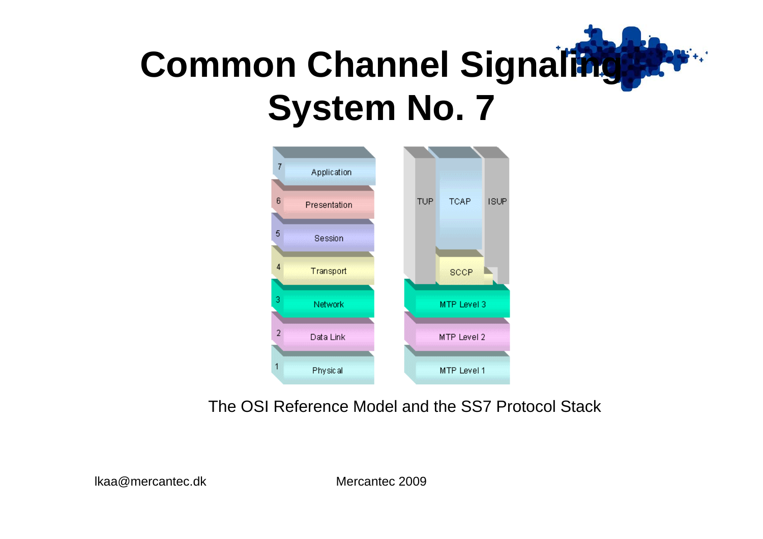# Common Channel Signaling System No. 7

| OSI Layer | OSI Reference Model | SS7 Protocol Stack |
| --- | --- | --- |
| 7 | Application | TUP / TCAP / ISUP |
| 6 | Presentation | TUP / TCAP / ISUP |
| 5 | Session | TUP / TCAP / ISUP |
| 4 | Transport | TUP / SCCP / ISUP |
| 3 | Network | MTP Level 3 |
| 2 | Data Link | MTP Level 2 |
| 1 | Physical | MTP Level 1 |

The OSI Reference Model and the SS7 Protocol Stack

lkaa@mercantec.dk

Mercantec 2009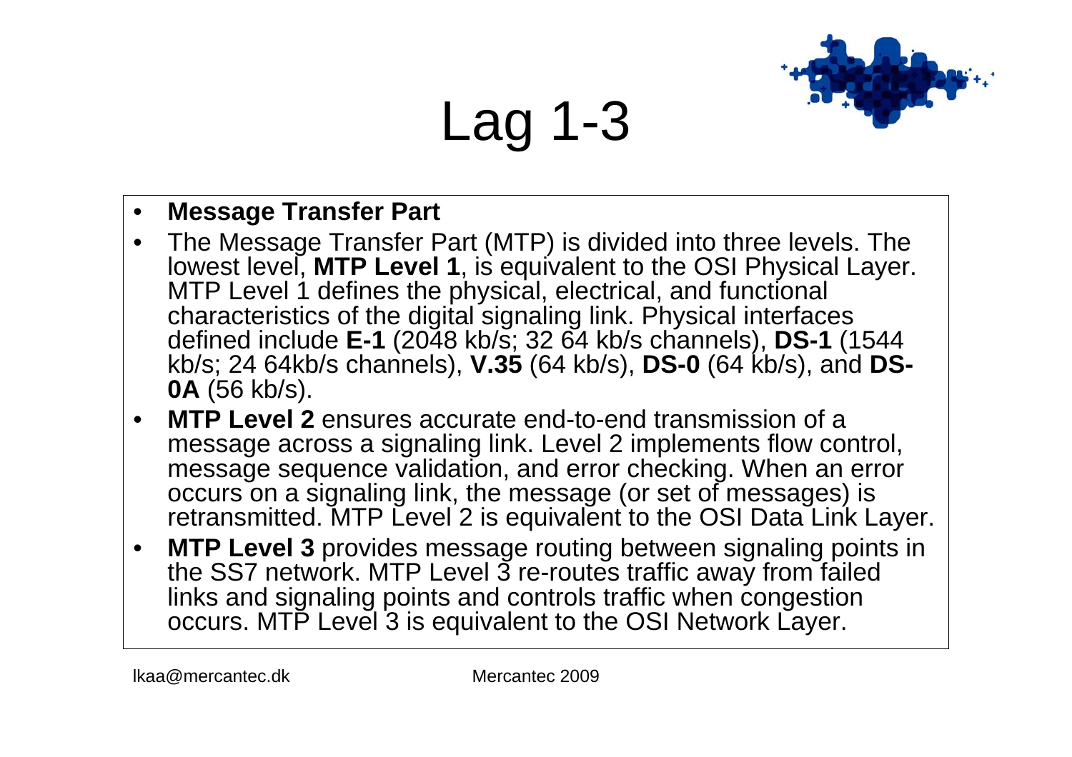# Lag 1-3

- **Message Transfer Part**
- The Message Transfer Part (MTP) is divided into three levels. The lowest level, **MTP Level 1**, is equivalent to the OSI Physical Layer. MTP Level 1 defines the physical, electrical, and functional characteristics of the digital signaling link. Physical interfaces defined include **E-1** (2048 kb/s; 32 64 kb/s channels), **DS-1** (1544 kb/s; 24 64kb/s channels), **V.35** (64 kb/s), **DS-0** (64 kb/s), and **DS-0A** (56 kb/s).
- **MTP Level 2** ensures accurate end-to-end transmission of a message across a signaling link. Level 2 implements flow control, message sequence validation, and error checking. When an error occurs on a signaling link, the message (or set of messages) is retransmitted. MTP Level 2 is equivalent to the OSI Data Link Layer.
- **MTP Level 3** provides message routing between signaling points in the SS7 network. MTP Level 3 re-routes traffic away from failed links and signaling points and controls traffic when congestion occurs. MTP Level 3 is equivalent to the OSI Network Layer.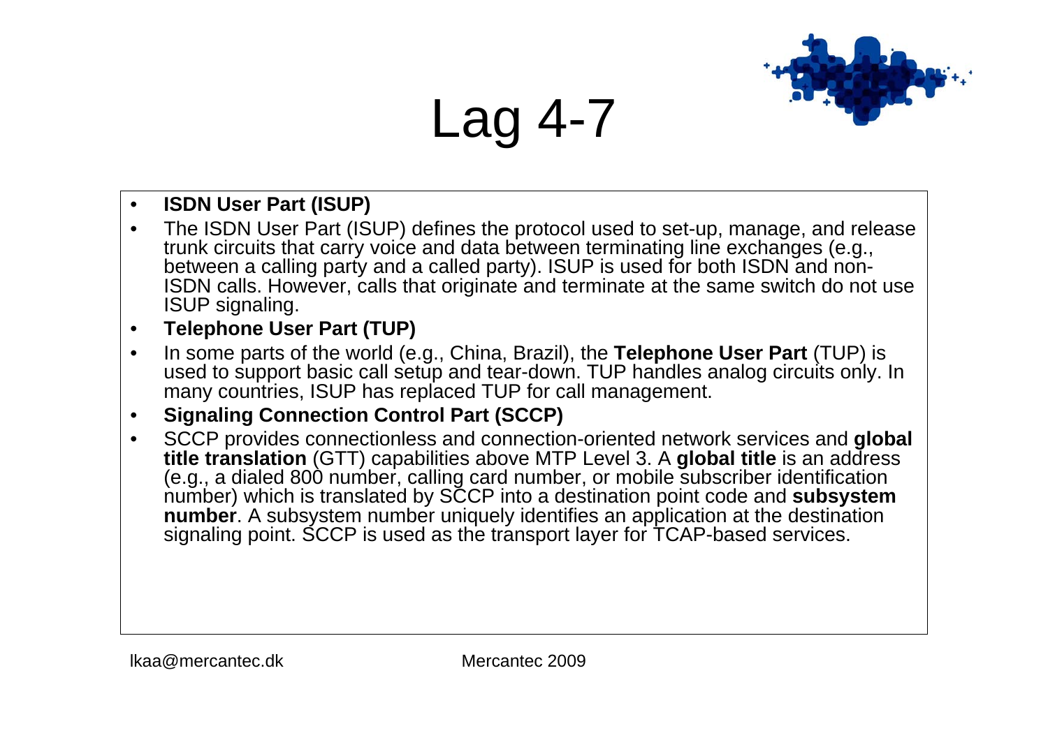# Lag 4-7

- **ISDN User Part (ISUP)**
- The ISDN User Part (ISUP) defines the protocol used to set-up, manage, and release trunk circuits that carry voice and data between terminating line exchanges (e.g., between a calling party and a called party). ISUP is used for both ISDN and non-ISDN calls. However, calls that originate and terminate at the same switch do not use ISUP signaling.
- **Telephone User Part (TUP)**
- In some parts of the world (e.g., China, Brazil), the **Telephone User Part** (TUP) is used to support basic call setup and tear-down. TUP handles analog circuits only. In many countries, ISUP has replaced TUP for call management.
- **Signaling Connection Control Part (SCCP)**
- SCCP provides connectionless and connection-oriented network services and **global title translation** (GTT) capabilities above MTP Level 3. A **global title** is an address (e.g., a dialed 800 number, calling card number, or mobile subscriber identification number) which is translated by SCCP into a destination point code and **subsystem number**. A subsystem number uniquely identifies an application at the destination signaling point. SCCP is used as the transport layer for TCAP-based services.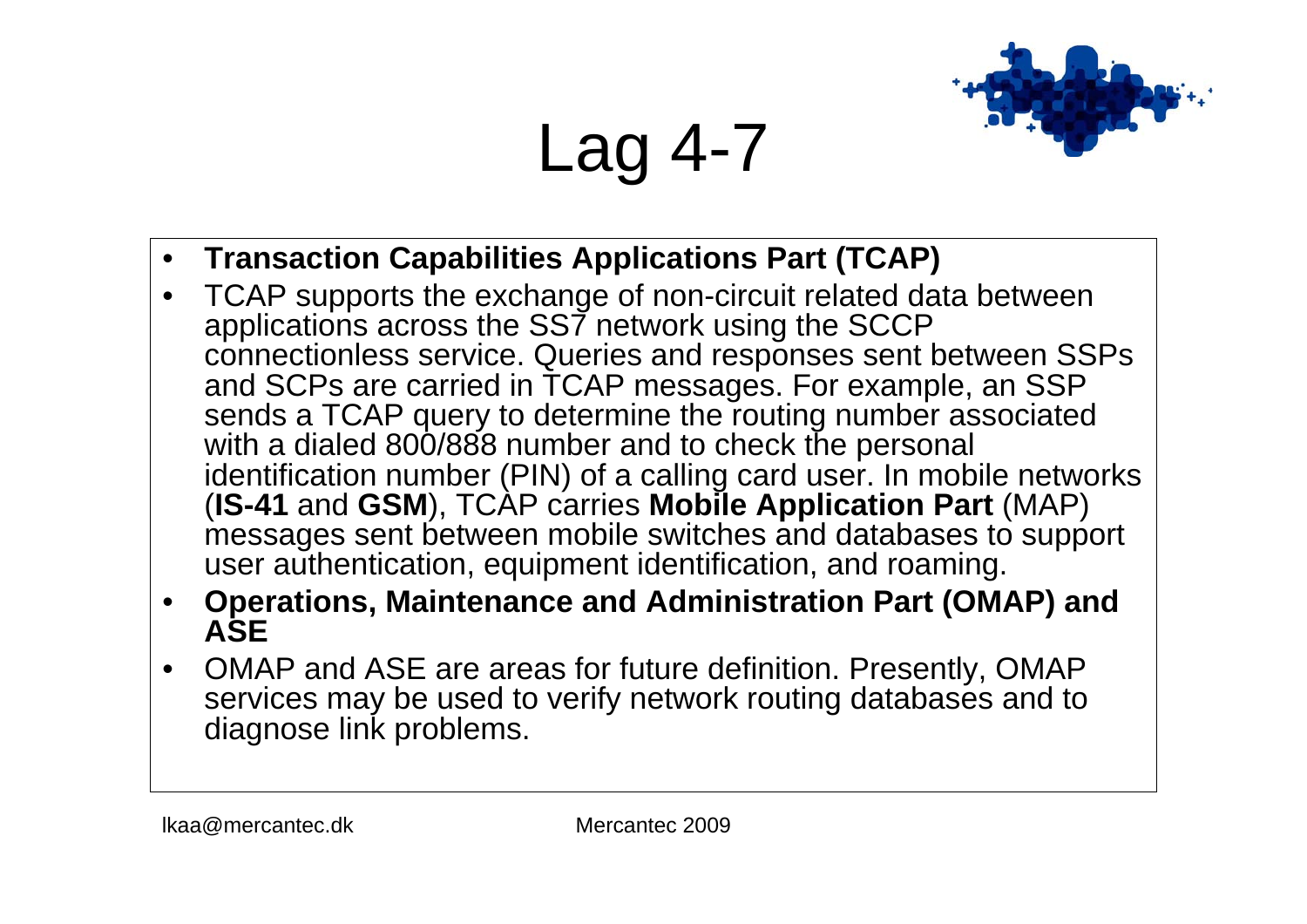# Lag 4-7

- **Transaction Capabilities Applications Part (TCAP)**
- TCAP supports the exchange of non-circuit related data between applications across the SS7 network using the SCCP connectionless service. Queries and responses sent between SSPs and SCPs are carried in TCAP messages. For example, an SSP sends a TCAP query to determine the routing number associated with a dialed 800/888 number and to check the personal identification number (PIN) of a calling card user. In mobile networks (**IS-41** and **GSM**), TCAP carries **Mobile Application Part** (MAP) messages sent between mobile switches and databases to support user authentication, equipment identification, and roaming.
- **Operations, Maintenance and Administration Part (OMAP) and ASE**
- OMAP and ASE are areas for future definition. Presently, OMAP services may be used to verify network routing databases and to diagnose link problems.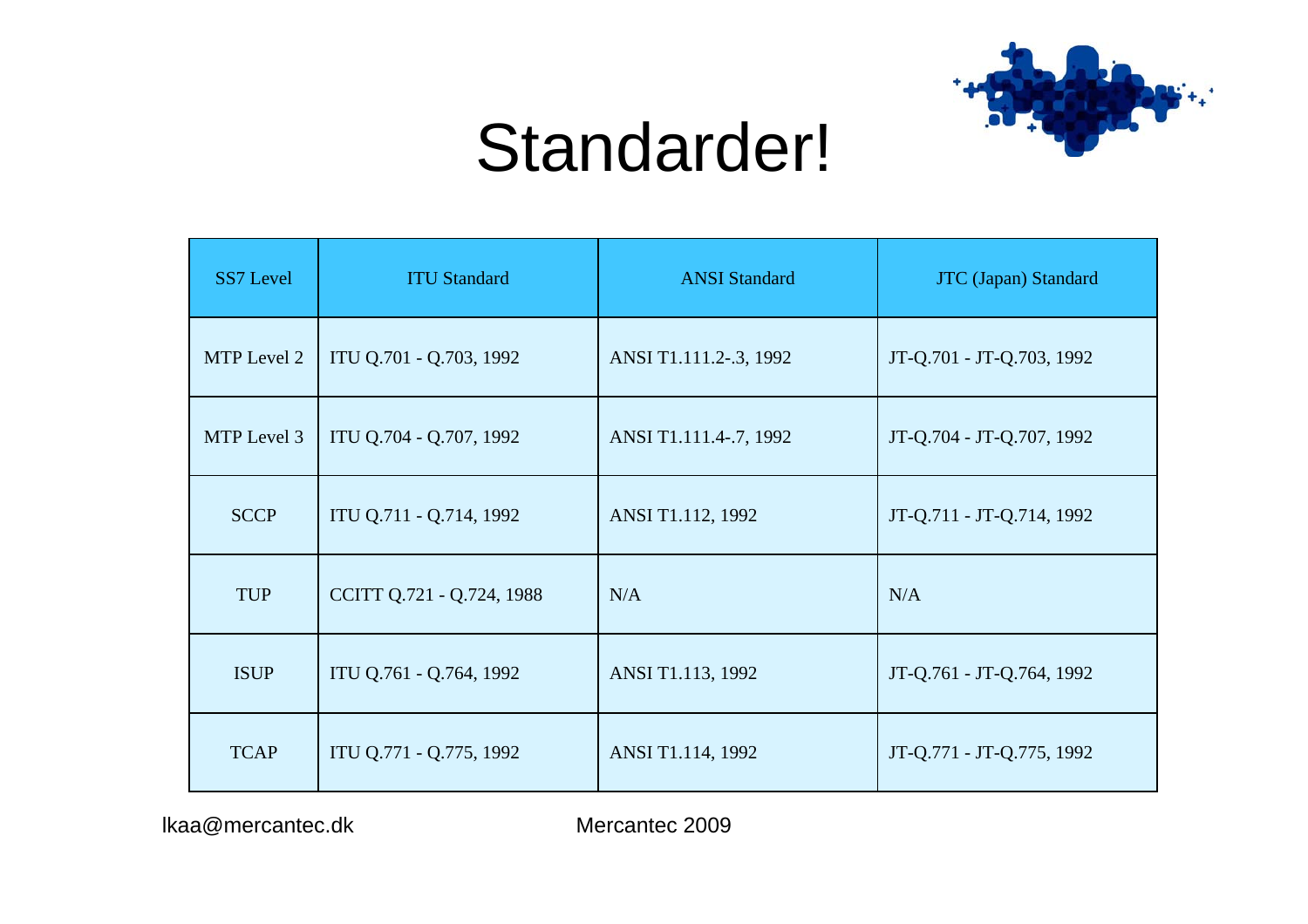# Standarder!

| SS7 Level | ITU Standard | ANSI Standard | JTC (Japan) Standard |
|---|---|---|---|
| MTP Level 2 | ITU Q.701 - Q.703, 1992 | ANSI T1.111.2-.3, 1992 | JT-Q.701 - JT-Q.703, 1992 |
| MTP Level 3 | ITU Q.704 - Q.707, 1992 | ANSI T1.111.4-.7, 1992 | JT-Q.704 - JT-Q.707, 1992 |
| SCCP | ITU Q.711 - Q.714, 1992 | ANSI T1.112, 1992 | JT-Q.711 - JT-Q.714, 1992 |
| TUP | CCITT Q.721 - Q.724, 1988 | N/A | N/A |
| ISUP | ITU Q.761 - Q.764, 1992 | ANSI T1.113, 1992 | JT-Q.761 - JT-Q.764, 1992 |
| TCAP | ITU Q.771 - Q.775, 1992 | ANSI T1.114, 1992 | JT-Q.771 - JT-Q.775, 1992 |